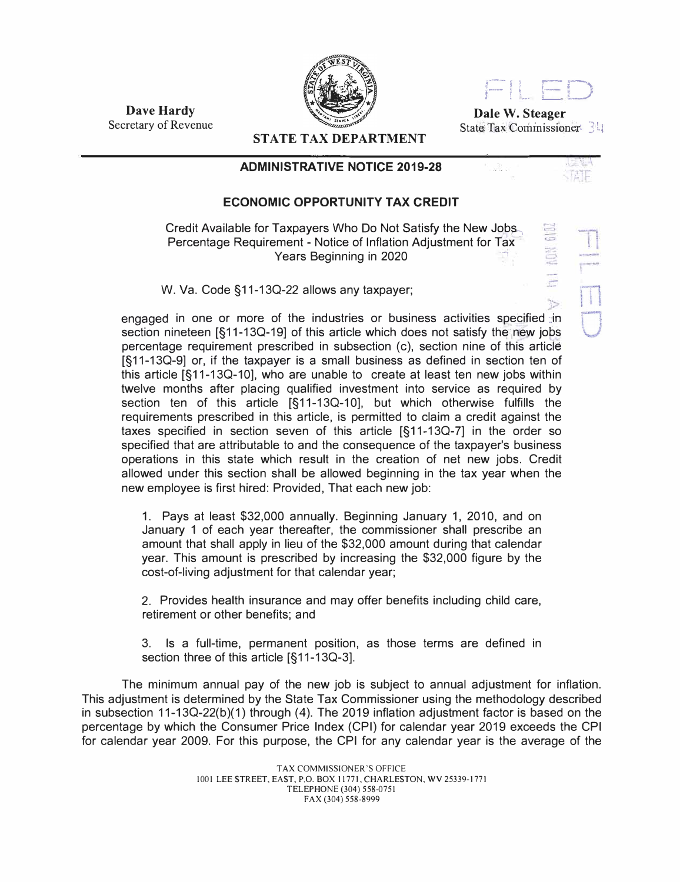**Dave Hardy**
Secretary of Revenue

**STATE TAX DEPARTMENT**

**Dale W. Steager**
State Tax Commissioner

## ADMINISTRATIVE NOTICE 2019-28

### ECONOMIC OPPORTUNITY TAX CREDIT

Credit Available for Taxpayers Who Do Not Satisfy the New Jobs Percentage Requirement - Notice of Inflation Adjustment for Tax Years Beginning in 2020

W. Va. Code §11-13Q-22 allows any taxpayer;

> engaged in one or more of the industries or business activities specified in section nineteen [§11-13Q-19] of this article which does not satisfy the new jobs percentage requirement prescribed in subsection (c), section nine of this article [§11-13Q-9] or, if the taxpayer is a small business as defined in section ten of this article [§11-13Q-10], who are unable to create at least ten new jobs within twelve months after placing qualified investment into service as required by section ten of this article [§11-13Q-10], but which otherwise fulfills the requirements prescribed in this article, is permitted to claim a credit against the taxes specified in section seven of this article [§11-13Q-7] in the order so specified that are attributable to and the consequence of the taxpayer's business operations in this state which result in the creation of net new jobs. Credit allowed under this section shall be allowed beginning in the tax year when the new employee is first hired: Provided, That each new job:
>
> 1. Pays at least $32,000 annually. Beginning January 1, 2010, and on January 1 of each year thereafter, the commissioner shall prescribe an amount that shall apply in lieu of the $32,000 amount during that calendar year. This amount is prescribed by increasing the $32,000 figure by the cost-of-living adjustment for that calendar year;
>
> 2. Provides health insurance and may offer benefits including child care, retirement or other benefits; and
>
> 3. Is a full-time, permanent position, as those terms are defined in section three of this article [§11-13Q-3].

The minimum annual pay of the new job is subject to annual adjustment for inflation. This adjustment is determined by the State Tax Commissioner using the methodology described in subsection 11-13Q-22(b)(1) through (4). The 2019 inflation adjustment factor is based on the percentage by which the Consumer Price Index (CPI) for calendar year 2019 exceeds the CPI for calendar year 2009. For this purpose, the CPI for any calendar year is the average of the

TAX COMMISSIONER'S OFFICE
1001 LEE STREET, EAST, P.O. BOX 11771, CHARLESTON, WV 25339-1771
TELEPHONE (304) 558-0751
FAX (304) 558-8999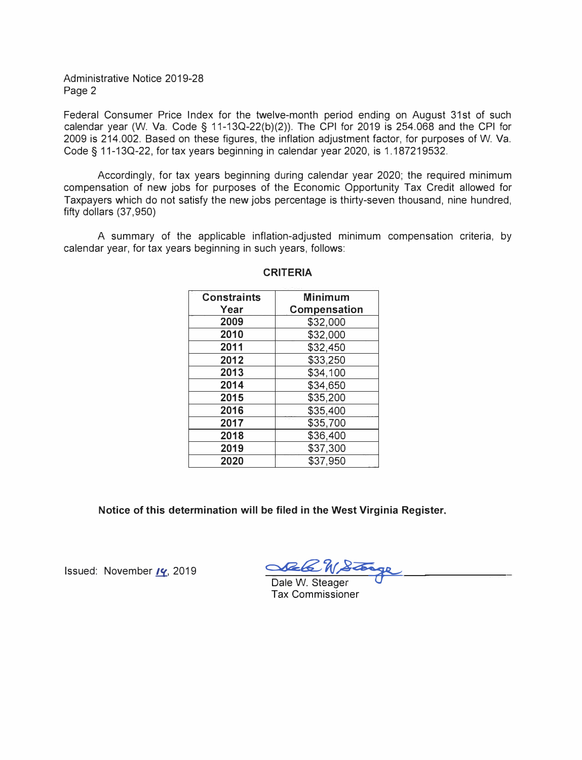Administrative Notice 2019-28
Page 2

Federal Consumer Price Index for the twelve-month period ending on August 31st of such calendar year (W. Va. Code § 11-13Q-22(b)(2)). The CPI for 2019 is 254.068 and the CPI for 2009 is 214.002. Based on these figures, the inflation adjustment factor, for purposes of W. Va. Code § 11-13Q-22, for tax years beginning in calendar year 2020, is 1.187219532.

Accordingly, for tax years beginning during calendar year 2020; the required minimum compensation of new jobs for purposes of the Economic Opportunity Tax Credit allowed for Taxpayers which do not satisfy the new jobs percentage is thirty-seven thousand, nine hundred, fifty dollars (37,950)

A summary of the applicable inflation-adjusted minimum compensation criteria, by calendar year, for tax years beginning in such years, follows:

**CRITERIA**

| Constraints Year | Minimum Compensation |
|---|---|
| **2009** | $32,000 |
| **2010** | $32,000 |
| **2011** | $32,450 |
| **2012** | $33,250 |
| **2013** | $34,100 |
| **2014** | $34,650 |
| **2015** | $35,200 |
| **2016** | $35,400 |
| **2017** | $35,700 |
| **2018** | $36,400 |
| **2019** | $37,300 |
| **2020** | $37,950 |

**Notice of this determination will be filed in the West Virginia Register.**

Issued: November 14, 2019

Dale W. Steager
Tax Commissioner